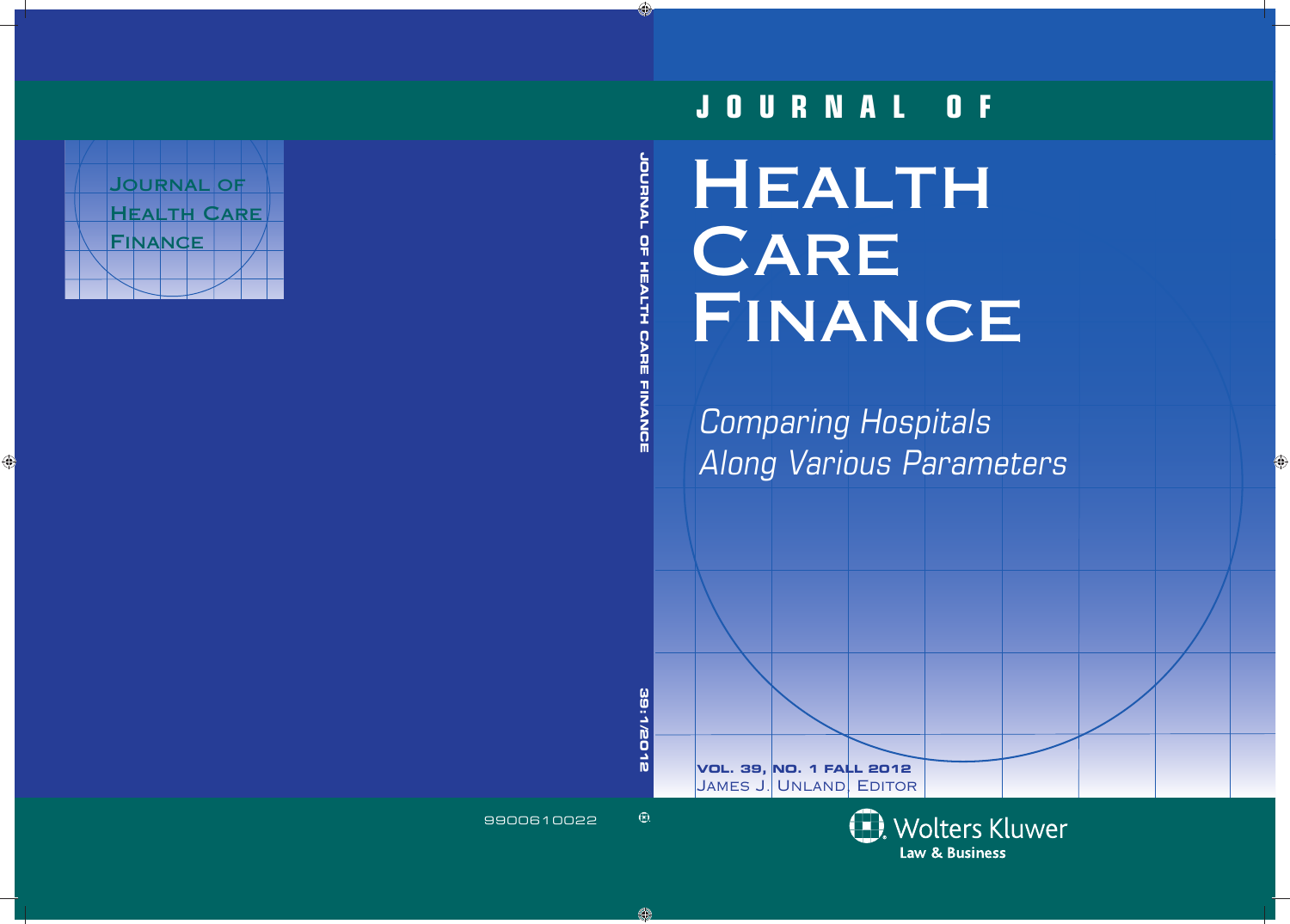# JOURNAL OF HEALTH CARE FINANCE

*Comparing Hospitals Along Various Parameters*

VOL. 39, NO. 1 FALL 2012

JAMES J. UNLAND, EDITOR

Wolters Kluwer
Law & Business

JOURNAL OF HEALTH CARE FINANCE

39:1/2012

9900610022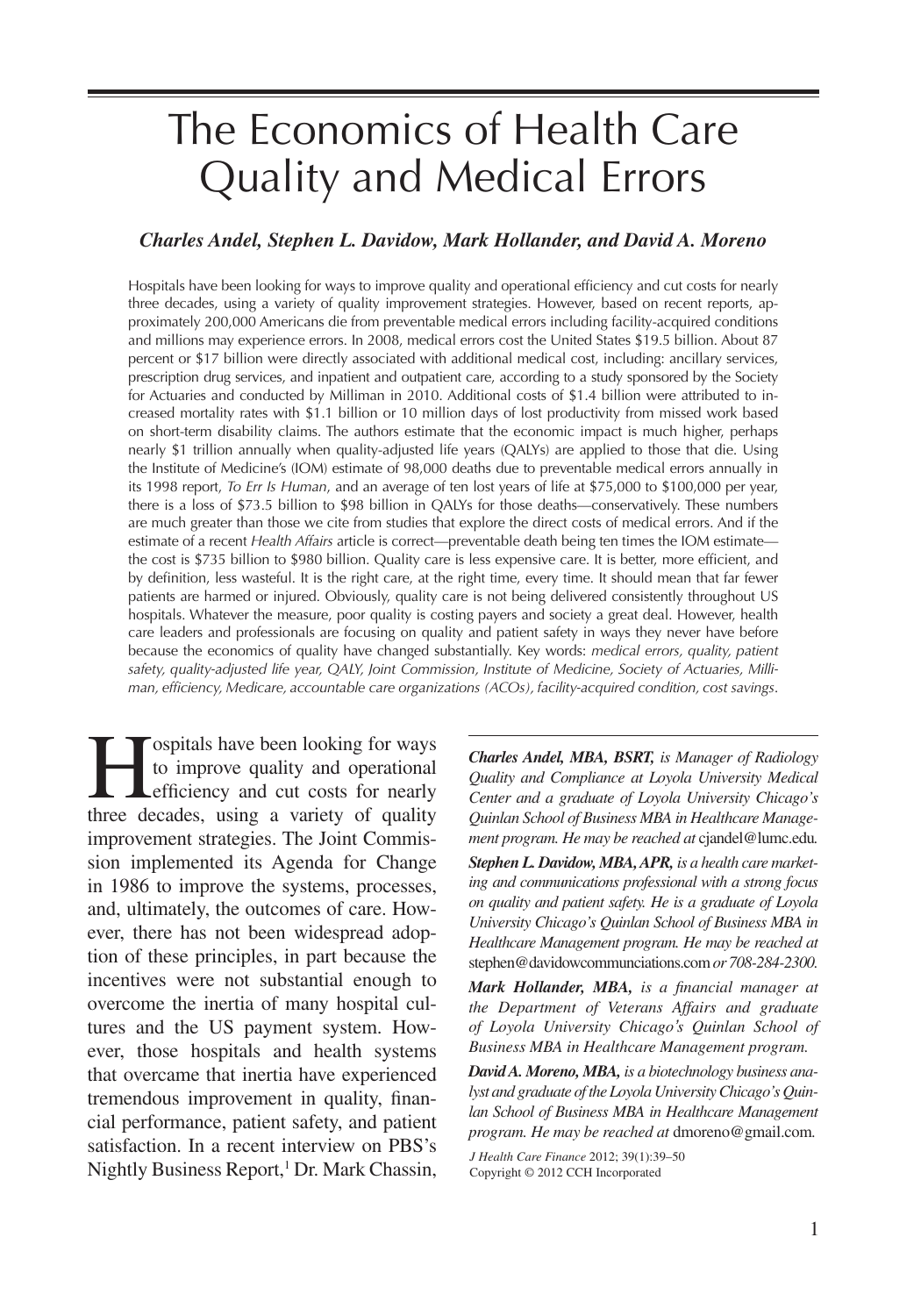# The Economics of Health Care Quality and Medical Errors

***Charles Andel, Stephen L. Davidow, Mark Hollander, and David A. Moreno***

Hospitals have been looking for ways to improve quality and operational efficiency and cut costs for nearly three decades, using a variety of quality improvement strategies. However, based on recent reports, approximately 200,000 Americans die from preventable medical errors including facility-acquired conditions and millions may experience errors. In 2008, medical errors cost the United States $19.5 billion. About 87 percent or $17 billion were directly associated with additional medical cost, including: ancillary services, prescription drug services, and inpatient and outpatient care, according to a study sponsored by the Society for Actuaries and conducted by Milliman in 2010. Additional costs of $1.4 billion were attributed to increased mortality rates with $1.1 billion or 10 million days of lost productivity from missed work based on short-term disability claims. The authors estimate that the economic impact is much higher, perhaps nearly $1 trillion annually when quality-adjusted life years (QALYs) are applied to those that die. Using the Institute of Medicine's (IOM) estimate of 98,000 deaths due to preventable medical errors annually in its 1998 report, *To Err Is Human*, and an average of ten lost years of life at $75,000 to $100,000 per year, there is a loss of $73.5 billion to $98 billion in QALYs for those deaths—conservatively. These numbers are much greater than those we cite from studies that explore the direct costs of medical errors. And if the estimate of a recent *Health Affairs* article is correct—preventable death being ten times the IOM estimate—the cost is $735 billion to $980 billion. Quality care is less expensive care. It is better, more efficient, and by definition, less wasteful. It is the right care, at the right time, every time. It should mean that far fewer patients are harmed or injured. Obviously, quality care is not being delivered consistently throughout US hospitals. Whatever the measure, poor quality is costing payers and society a great deal. However, health care leaders and professionals are focusing on quality and patient safety in ways they never have before because the economics of quality have changed substantially. Key words: *medical errors, quality, patient safety, quality-adjusted life year, QALY, Joint Commission, Institute of Medicine, Society of Actuaries, Milliman, efficiency, Medicare, accountable care organizations (ACOs), facility-acquired condition, cost savings*.

Hospitals have been looking for ways to improve quality and operational efficiency and cut costs for nearly three decades, using a variety of quality improvement strategies. The Joint Commission implemented its Agenda for Change in 1986 to improve the systems, processes, and, ultimately, the outcomes of care. However, there has not been widespread adoption of these principles, in part because the incentives were not substantial enough to overcome the inertia of many hospital cultures and the US payment system. However, those hospitals and health systems that overcame that inertia have experienced tremendous improvement in quality, financial performance, patient safety, and patient satisfaction. In a recent interview on PBS's Nightly Business Report,[1] Dr. Mark Chassin,

---

***Charles Andel, MBA, BSRT,*** *is Manager of Radiology Quality and Compliance at Loyola University Medical Center and a graduate of Loyola University Chicago's Quinlan School of Business MBA in Healthcare Management program. He may be reached at* cjandel@lumc.edu.

***Stephen L. Davidow, MBA, APR,*** *is a health care marketing and communications professional with a strong focus on quality and patient safety. He is a graduate of Loyola University Chicago's Quinlan School of Business MBA in Healthcare Management program. He may be reached at* stephen@davidowcommunciations.com *or 708-284-2300.*

***Mark Hollander, MBA,*** *is a financial manager at the Department of Veterans Affairs and graduate of Loyola University Chicago's Quinlan School of Business MBA in Healthcare Management program.*

***David A. Moreno, MBA,*** *is a biotechnology business analyst and graduate of the Loyola University Chicago's Quinlan School of Business MBA in Healthcare Management program. He may be reached at* dmoreno@gmail.com.

*J Health Care Finance* 2012; 39(1):39–50
Copyright © 2012 CCH Incorporated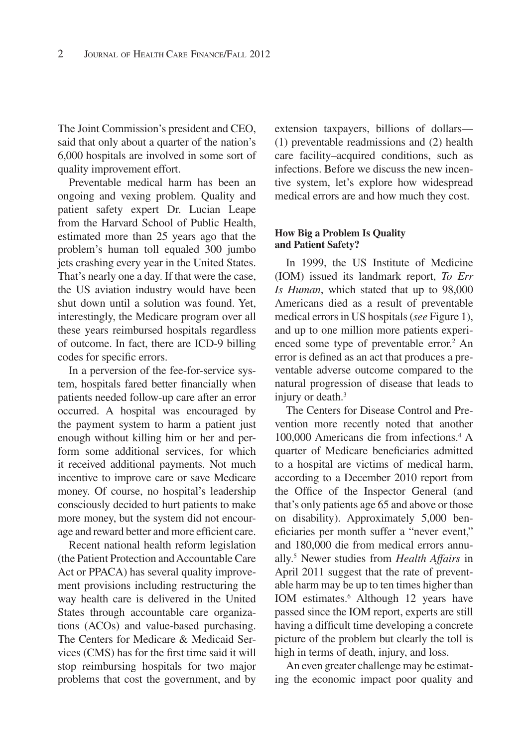The Joint Commission's president and CEO, said that only about a quarter of the nation's 6,000 hospitals are involved in some sort of quality improvement effort.

Preventable medical harm has been an ongoing and vexing problem. Quality and patient safety expert Dr. Lucian Leape from the Harvard School of Public Health, estimated more than 25 years ago that the problem's human toll equaled 300 jumbo jets crashing every year in the United States. That's nearly one a day. If that were the case, the US aviation industry would have been shut down until a solution was found. Yet, interestingly, the Medicare program over all these years reimbursed hospitals regardless of outcome. In fact, there are ICD-9 billing codes for specific errors.

In a perversion of the fee-for-service system, hospitals fared better financially when patients needed follow-up care after an error occurred. A hospital was encouraged by the payment system to harm a patient just enough without killing him or her and perform some additional services, for which it received additional payments. Not much incentive to improve care or save Medicare money. Of course, no hospital's leadership consciously decided to hurt patients to make more money, but the system did not encourage and reward better and more efficient care.

Recent national health reform legislation (the Patient Protection and Accountable Care Act or PPACA) has several quality improvement provisions including restructuring the way health care is delivered in the United States through accountable care organizations (ACOs) and value-based purchasing. The Centers for Medicare & Medicaid Services (CMS) has for the first time said it will stop reimbursing hospitals for two major problems that cost the government, and by extension taxpayers, billions of dollars—(1) preventable readmissions and (2) health care facility–acquired conditions, such as infections. Before we discuss the new incentive system, let's explore how widespread medical errors are and how much they cost.

### How Big a Problem Is Quality and Patient Safety?

In 1999, the US Institute of Medicine (IOM) issued its landmark report, *To Err Is Human*, which stated that up to 98,000 Americans died as a result of preventable medical errors in US hospitals (*see* Figure 1), and up to one million more patients experienced some type of preventable error.[2] An error is defined as an act that produces a preventable adverse outcome compared to the natural progression of disease that leads to injury or death.[3]

The Centers for Disease Control and Prevention more recently noted that another 100,000 Americans die from infections.[4] A quarter of Medicare beneficiaries admitted to a hospital are victims of medical harm, according to a December 2010 report from the Office of the Inspector General (and that's only patients age 65 and above or those on disability). Approximately 5,000 beneficiaries per month suffer a "never event," and 180,000 die from medical errors annually.[5] Newer studies from *Health Affairs* in April 2011 suggest that the rate of preventable harm may be up to ten times higher than IOM estimates.[6] Although 12 years have passed since the IOM report, experts are still having a difficult time developing a concrete picture of the problem but clearly the toll is high in terms of death, injury, and loss.

An even greater challenge may be estimating the economic impact poor quality and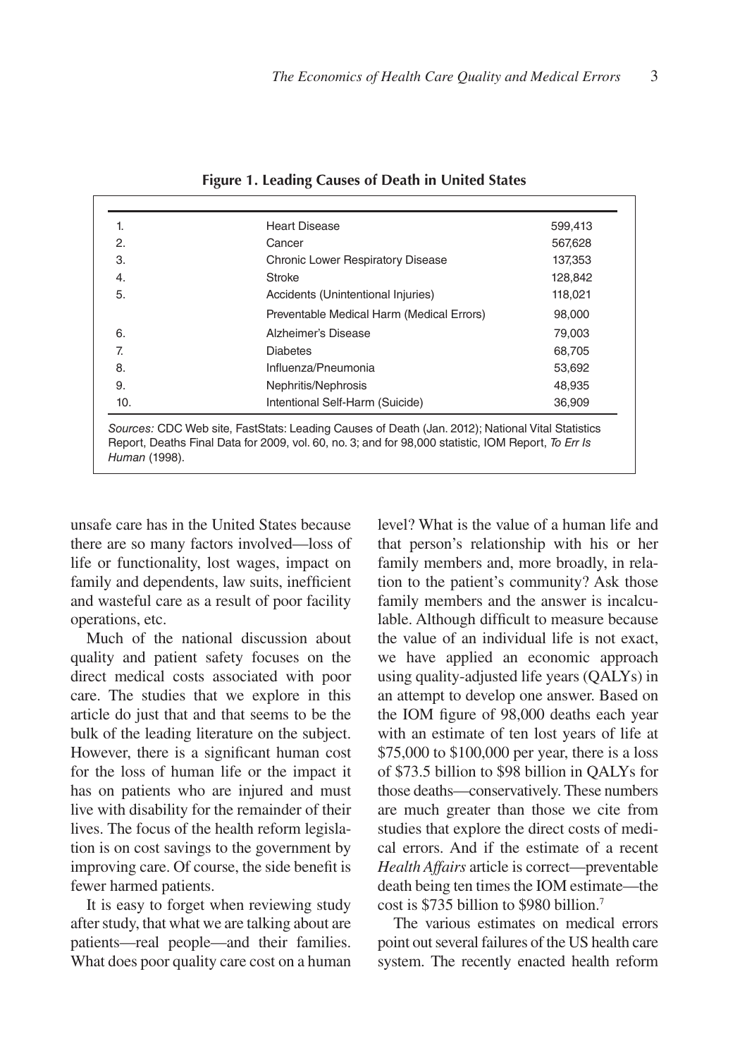**Figure 1. Leading Causes of Death in United States**

| | | |
|---|---|---|
| 1. | Heart Disease | 599,413 |
| 2. | Cancer | 567,628 |
| 3. | Chronic Lower Respiratory Disease | 137,353 |
| 4. | Stroke | 128,842 |
| 5. | Accidents (Unintentional Injuries) | 118,021 |
| | Preventable Medical Harm (Medical Errors) | 98,000 |
| 6. | Alzheimer's Disease | 79,003 |
| 7. | Diabetes | 68,705 |
| 8. | Influenza/Pneumonia | 53,692 |
| 9. | Nephritis/Nephrosis | 48,935 |
| 10. | Intentional Self-Harm (Suicide) | 36,909 |

*Sources:* CDC Web site, FastStats: Leading Causes of Death (Jan. 2012); National Vital Statistics Report, Deaths Final Data for 2009, vol. 60, no. 3; and for 98,000 statistic, IOM Report, *To Err Is Human* (1998).

unsafe care has in the United States because there are so many factors involved—loss of life or functionality, lost wages, impact on family and dependents, law suits, inefficient and wasteful care as a result of poor facility operations, etc.

Much of the national discussion about quality and patient safety focuses on the direct medical costs associated with poor care. The studies that we explore in this article do just that and that seems to be the bulk of the leading literature on the subject. However, there is a significant human cost for the loss of human life or the impact it has on patients who are injured and must live with disability for the remainder of their lives. The focus of the health reform legislation is on cost savings to the government by improving care. Of course, the side benefit is fewer harmed patients.

It is easy to forget when reviewing study after study, that what we are talking about are patients—real people—and their families. What does poor quality care cost on a human level? What is the value of a human life and that person's relationship with his or her family members and, more broadly, in relation to the patient's community? Ask those family members and the answer is incalculable. Although difficult to measure because the value of an individual life is not exact, we have applied an economic approach using quality-adjusted life years (QALYs) in an attempt to develop one answer. Based on the IOM figure of 98,000 deaths each year with an estimate of ten lost years of life at \$75,000 to \$100,000 per year, there is a loss of \$73.5 billion to \$98 billion in QALYs for those deaths—conservatively. These numbers are much greater than those we cite from studies that explore the direct costs of medical errors. And if the estimate of a recent *Health Affairs* article is correct—preventable death being ten times the IOM estimate—the cost is \$735 billion to \$980 billion.[7]

The various estimates on medical errors point out several failures of the US health care system. The recently enacted health reform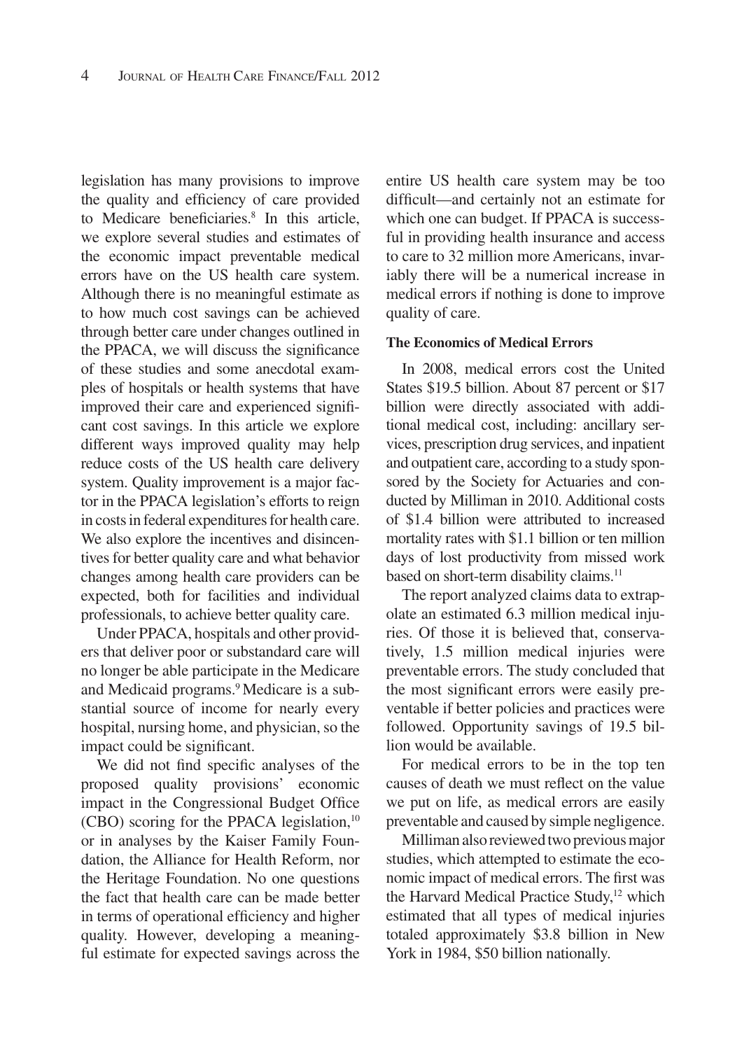legislation has many provisions to improve the quality and efficiency of care provided to Medicare beneficiaries.[8] In this article, we explore several studies and estimates of the economic impact preventable medical errors have on the US health care system. Although there is no meaningful estimate as to how much cost savings can be achieved through better care under changes outlined in the PPACA, we will discuss the significance of these studies and some anecdotal examples of hospitals or health systems that have improved their care and experienced significant cost savings. In this article we explore different ways improved quality may help reduce costs of the US health care delivery system. Quality improvement is a major factor in the PPACA legislation's efforts to reign in costs in federal expenditures for health care. We also explore the incentives and disincentives for better quality care and what behavior changes among health care providers can be expected, both for facilities and individual professionals, to achieve better quality care.

Under PPACA, hospitals and other providers that deliver poor or substandard care will no longer be able participate in the Medicare and Medicaid programs.[9] Medicare is a substantial source of income for nearly every hospital, nursing home, and physician, so the impact could be significant.

We did not find specific analyses of the proposed quality provisions' economic impact in the Congressional Budget Office (CBO) scoring for the PPACA legislation,[10] or in analyses by the Kaiser Family Foundation, the Alliance for Health Reform, nor the Heritage Foundation. No one questions the fact that health care can be made better in terms of operational efficiency and higher quality. However, developing a meaningful estimate for expected savings across the entire US health care system may be too difficult—and certainly not an estimate for which one can budget. If PPACA is successful in providing health insurance and access to care to 32 million more Americans, invariably there will be a numerical increase in medical errors if nothing is done to improve quality of care.

**The Economics of Medical Errors**

In 2008, medical errors cost the United States $19.5 billion. About 87 percent or $17 billion were directly associated with additional medical cost, including: ancillary services, prescription drug services, and inpatient and outpatient care, according to a study sponsored by the Society for Actuaries and conducted by Milliman in 2010. Additional costs of $1.4 billion were attributed to increased mortality rates with $1.1 billion or ten million days of lost productivity from missed work based on short-term disability claims.[11]

The report analyzed claims data to extrapolate an estimated 6.3 million medical injuries. Of those it is believed that, conservatively, 1.5 million medical injuries were preventable errors. The study concluded that the most significant errors were easily preventable if better policies and practices were followed. Opportunity savings of 19.5 billion would be available.

For medical errors to be in the top ten causes of death we must reflect on the value we put on life, as medical errors are easily preventable and caused by simple negligence.

Milliman also reviewed two previous major studies, which attempted to estimate the economic impact of medical errors. The first was the Harvard Medical Practice Study,[12] which estimated that all types of medical injuries totaled approximately $3.8 billion in New York in 1984, $50 billion nationally.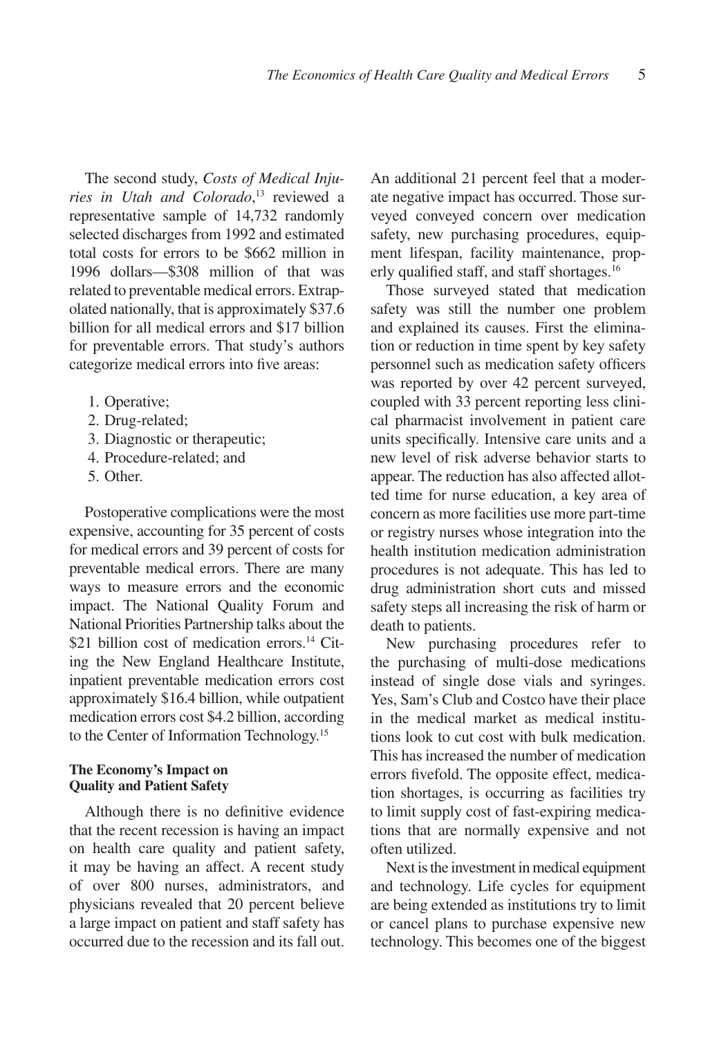The second study, *Costs of Medical Injuries in Utah and Colorado*,[13] reviewed a representative sample of 14,732 randomly selected discharges from 1992 and estimated total costs for errors to be $662 million in 1996 dollars—$308 million of that was related to preventable medical errors. Extrapolated nationally, that is approximately $37.6 billion for all medical errors and $17 billion for preventable errors. That study's authors categorize medical errors into five areas:

1. Operative;
2. Drug-related;
3. Diagnostic or therapeutic;
4. Procedure-related; and
5. Other.

Postoperative complications were the most expensive, accounting for 35 percent of costs for medical errors and 39 percent of costs for preventable medical errors. There are many ways to measure errors and the economic impact. The National Quality Forum and National Priorities Partnership talks about the $21 billion cost of medication errors.[14] Citing the New England Healthcare Institute, inpatient preventable medication errors cost approximately $16.4 billion, while outpatient medication errors cost $4.2 billion, according to the Center of Information Technology.[15]

**The Economy's Impact on Quality and Patient Safety**

Although there is no definitive evidence that the recent recession is having an impact on health care quality and patient safety, it may be having an affect. A recent study of over 800 nurses, administrators, and physicians revealed that 20 percent believe a large impact on patient and staff safety has occurred due to the recession and its fall out. An additional 21 percent feel that a moderate negative impact has occurred. Those surveyed conveyed concern over medication safety, new purchasing procedures, equipment lifespan, facility maintenance, properly qualified staff, and staff shortages.[16]

Those surveyed stated that medication safety was still the number one problem and explained its causes. First the elimination or reduction in time spent by key safety personnel such as medication safety officers was reported by over 42 percent surveyed, coupled with 33 percent reporting less clinical pharmacist involvement in patient care units specifically. Intensive care units and a new level of risk adverse behavior starts to appear. The reduction has also affected allotted time for nurse education, a key area of concern as more facilities use more part-time or registry nurses whose integration into the health institution medication administration procedures is not adequate. This has led to drug administration short cuts and missed safety steps all increasing the risk of harm or death to patients.

New purchasing procedures refer to the purchasing of multi-dose medications instead of single dose vials and syringes. Yes, Sam's Club and Costco have their place in the medical market as medical institutions look to cut cost with bulk medication. This has increased the number of medication errors fivefold. The opposite effect, medication shortages, is occurring as facilities try to limit supply cost of fast-expiring medications that are normally expensive and not often utilized.

Next is the investment in medical equipment and technology. Life cycles for equipment are being extended as institutions try to limit or cancel plans to purchase expensive new technology. This becomes one of the biggest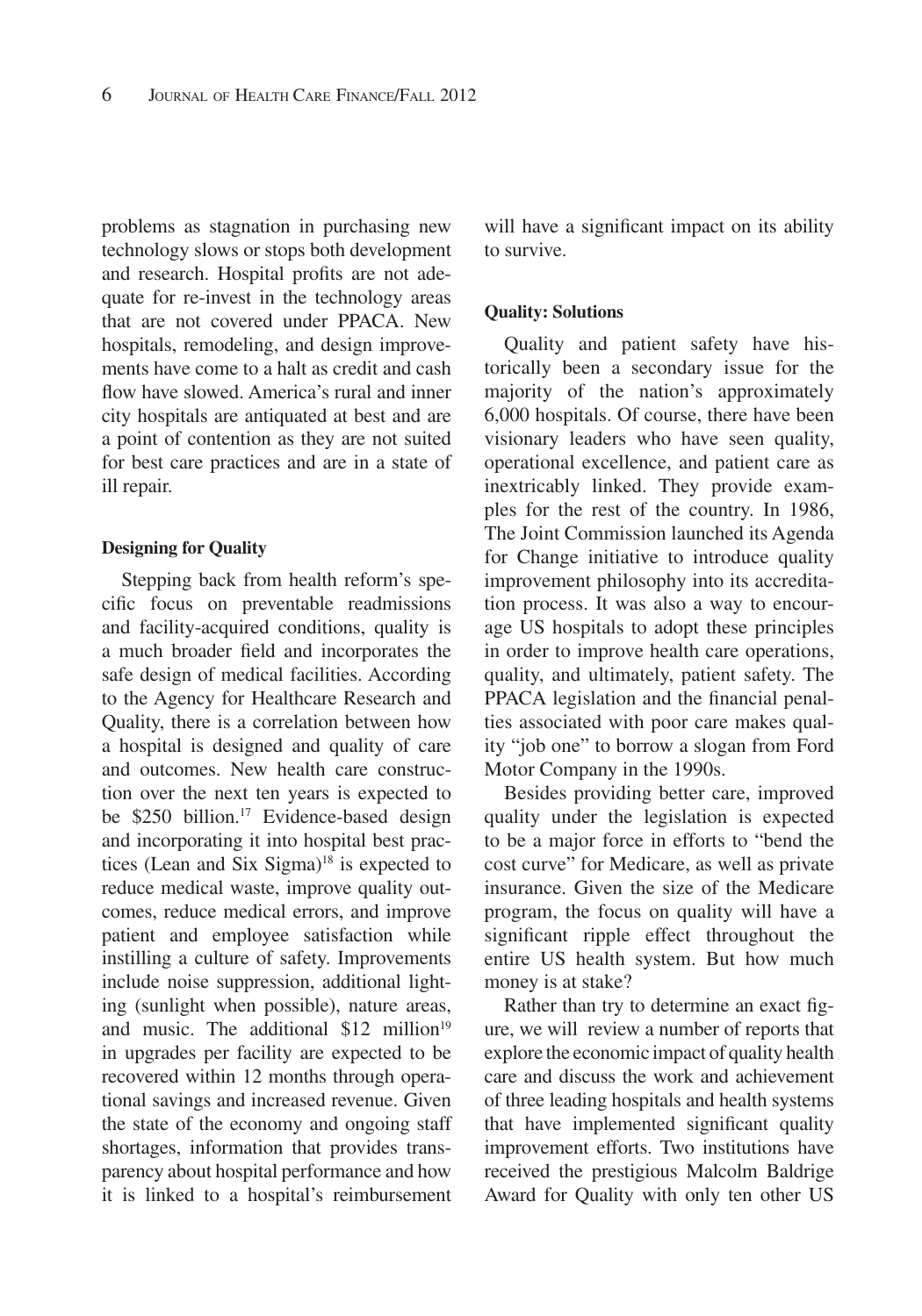problems as stagnation in purchasing new technology slows or stops both development and research. Hospital profits are not adequate for re-invest in the technology areas that are not covered under PPACA. New hospitals, remodeling, and design improvements have come to a halt as credit and cash flow have slowed. America's rural and inner city hospitals are antiquated at best and are a point of contention as they are not suited for best care practices and are in a state of ill repair.

### Designing for Quality

Stepping back from health reform's specific focus on preventable readmissions and facility-acquired conditions, quality is a much broader field and incorporates the safe design of medical facilities. According to the Agency for Healthcare Research and Quality, there is a correlation between how a hospital is designed and quality of care and outcomes. New health care construction over the next ten years is expected to be \$250 billion.[17] Evidence-based design and incorporating it into hospital best practices (Lean and Six Sigma)[18] is expected to reduce medical waste, improve quality outcomes, reduce medical errors, and improve patient and employee satisfaction while instilling a culture of safety. Improvements include noise suppression, additional lighting (sunlight when possible), nature areas, and music. The additional \$12 million[19] in upgrades per facility are expected to be recovered within 12 months through operational savings and increased revenue. Given the state of the economy and ongoing staff shortages, information that provides transparency about hospital performance and how it is linked to a hospital's reimbursement will have a significant impact on its ability to survive.

### Quality: Solutions

Quality and patient safety have historically been a secondary issue for the majority of the nation's approximately 6,000 hospitals. Of course, there have been visionary leaders who have seen quality, operational excellence, and patient care as inextricably linked. They provide examples for the rest of the country. In 1986, The Joint Commission launched its Agenda for Change initiative to introduce quality improvement philosophy into its accreditation process. It was also a way to encourage US hospitals to adopt these principles in order to improve health care operations, quality, and ultimately, patient safety. The PPACA legislation and the financial penalties associated with poor care makes quality "job one" to borrow a slogan from Ford Motor Company in the 1990s.

Besides providing better care, improved quality under the legislation is expected to be a major force in efforts to "bend the cost curve" for Medicare, as well as private insurance. Given the size of the Medicare program, the focus on quality will have a significant ripple effect throughout the entire US health system. But how much money is at stake?

Rather than try to determine an exact figure, we will review a number of reports that explore the economic impact of quality health care and discuss the work and achievement of three leading hospitals and health systems that have implemented significant quality improvement efforts. Two institutions have received the prestigious Malcolm Baldrige Award for Quality with only ten other US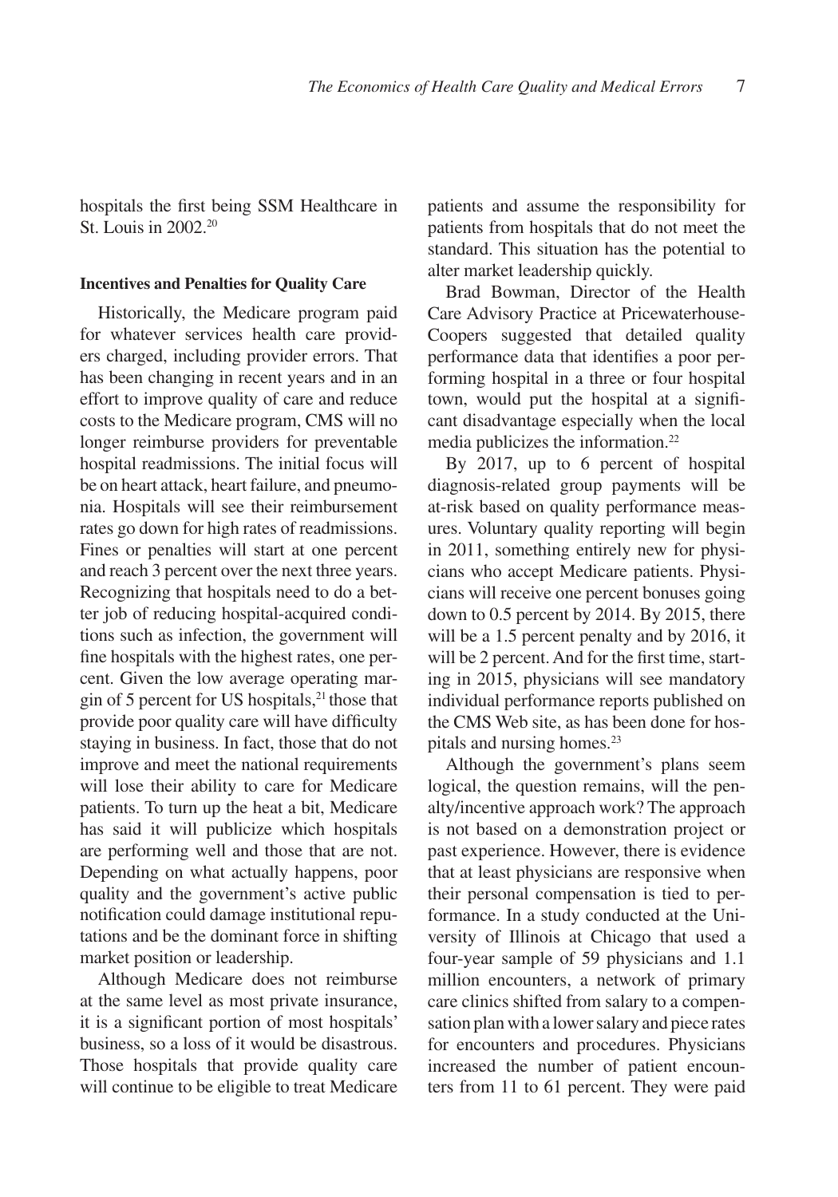hospitals the first being SSM Healthcare in St. Louis in 2002.[20]

### Incentives and Penalties for Quality Care

Historically, the Medicare program paid for whatever services health care providers charged, including provider errors. That has been changing in recent years and in an effort to improve quality of care and reduce costs to the Medicare program, CMS will no longer reimburse providers for preventable hospital readmissions. The initial focus will be on heart attack, heart failure, and pneumonia. Hospitals will see their reimbursement rates go down for high rates of readmissions. Fines or penalties will start at one percent and reach 3 percent over the next three years. Recognizing that hospitals need to do a better job of reducing hospital-acquired conditions such as infection, the government will fine hospitals with the highest rates, one percent. Given the low average operating margin of 5 percent for US hospitals,[21] those that provide poor quality care will have difficulty staying in business. In fact, those that do not improve and meet the national requirements will lose their ability to care for Medicare patients. To turn up the heat a bit, Medicare has said it will publicize which hospitals are performing well and those that are not. Depending on what actually happens, poor quality and the government's active public notification could damage institutional reputations and be the dominant force in shifting market position or leadership.

Although Medicare does not reimburse at the same level as most private insurance, it is a significant portion of most hospitals' business, so a loss of it would be disastrous. Those hospitals that provide quality care will continue to be eligible to treat Medicare patients and assume the responsibility for patients from hospitals that do not meet the standard. This situation has the potential to alter market leadership quickly.

Brad Bowman, Director of the Health Care Advisory Practice at Pricewaterhouse-Coopers suggested that detailed quality performance data that identifies a poor performing hospital in a three or four hospital town, would put the hospital at a significant disadvantage especially when the local media publicizes the information.[22]

By 2017, up to 6 percent of hospital diagnosis-related group payments will be at-risk based on quality performance measures. Voluntary quality reporting will begin in 2011, something entirely new for physicians who accept Medicare patients. Physicians will receive one percent bonuses going down to 0.5 percent by 2014. By 2015, there will be a 1.5 percent penalty and by 2016, it will be 2 percent. And for the first time, starting in 2015, physicians will see mandatory individual performance reports published on the CMS Web site, as has been done for hospitals and nursing homes.[23]

Although the government's plans seem logical, the question remains, will the penalty/incentive approach work? The approach is not based on a demonstration project or past experience. However, there is evidence that at least physicians are responsive when their personal compensation is tied to performance. In a study conducted at the University of Illinois at Chicago that used a four-year sample of 59 physicians and 1.1 million encounters, a network of primary care clinics shifted from salary to a compensation plan with a lower salary and piece rates for encounters and procedures. Physicians increased the number of patient encounters from 11 to 61 percent. They were paid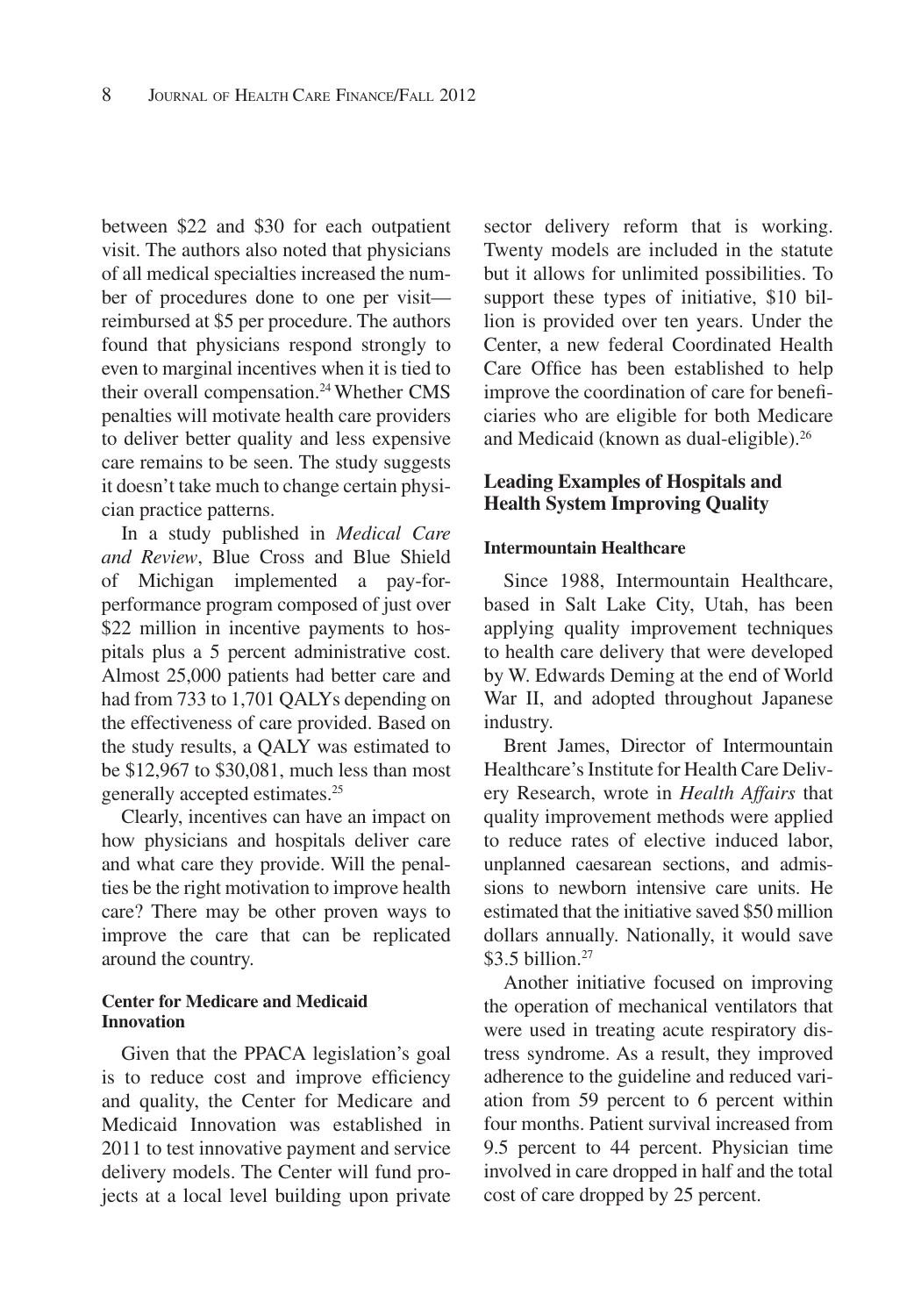between \$22 and \$30 for each outpatient visit. The authors also noted that physicians of all medical specialties increased the number of procedures done to one per visit—reimbursed at \$5 per procedure. The authors found that physicians respond strongly to even to marginal incentives when it is tied to their overall compensation.[24] Whether CMS penalties will motivate health care providers to deliver better quality and less expensive care remains to be seen. The study suggests it doesn't take much to change certain physician practice patterns.

In a study published in *Medical Care and Review*, Blue Cross and Blue Shield of Michigan implemented a pay-for-performance program composed of just over \$22 million in incentive payments to hospitals plus a 5 percent administrative cost. Almost 25,000 patients had better care and had from 733 to 1,701 QALYs depending on the effectiveness of care provided. Based on the study results, a QALY was estimated to be \$12,967 to \$30,081, much less than most generally accepted estimates.[25]

Clearly, incentives can have an impact on how physicians and hospitals deliver care and what care they provide. Will the penalties be the right motivation to improve health care? There may be other proven ways to improve the care that can be replicated around the country.

#### Center for Medicare and Medicaid Innovation

Given that the PPACA legislation's goal is to reduce cost and improve efficiency and quality, the Center for Medicare and Medicaid Innovation was established in 2011 to test innovative payment and service delivery models. The Center will fund projects at a local level building upon private sector delivery reform that is working. Twenty models are included in the statute but it allows for unlimited possibilities. To support these types of initiative, \$10 billion is provided over ten years. Under the Center, a new federal Coordinated Health Care Office has been established to help improve the coordination of care for beneficiaries who are eligible for both Medicare and Medicaid (known as dual-eligible).[26]

### Leading Examples of Hospitals and Health System Improving Quality

#### Intermountain Healthcare

Since 1988, Intermountain Healthcare, based in Salt Lake City, Utah, has been applying quality improvement techniques to health care delivery that were developed by W. Edwards Deming at the end of World War II, and adopted throughout Japanese industry.

Brent James, Director of Intermountain Healthcare's Institute for Health Care Delivery Research, wrote in *Health Affairs* that quality improvement methods were applied to reduce rates of elective induced labor, unplanned caesarean sections, and admissions to newborn intensive care units. He estimated that the initiative saved \$50 million dollars annually. Nationally, it would save \$3.5 billion.[27]

Another initiative focused on improving the operation of mechanical ventilators that were used in treating acute respiratory distress syndrome. As a result, they improved adherence to the guideline and reduced variation from 59 percent to 6 percent within four months. Patient survival increased from 9.5 percent to 44 percent. Physician time involved in care dropped in half and the total cost of care dropped by 25 percent.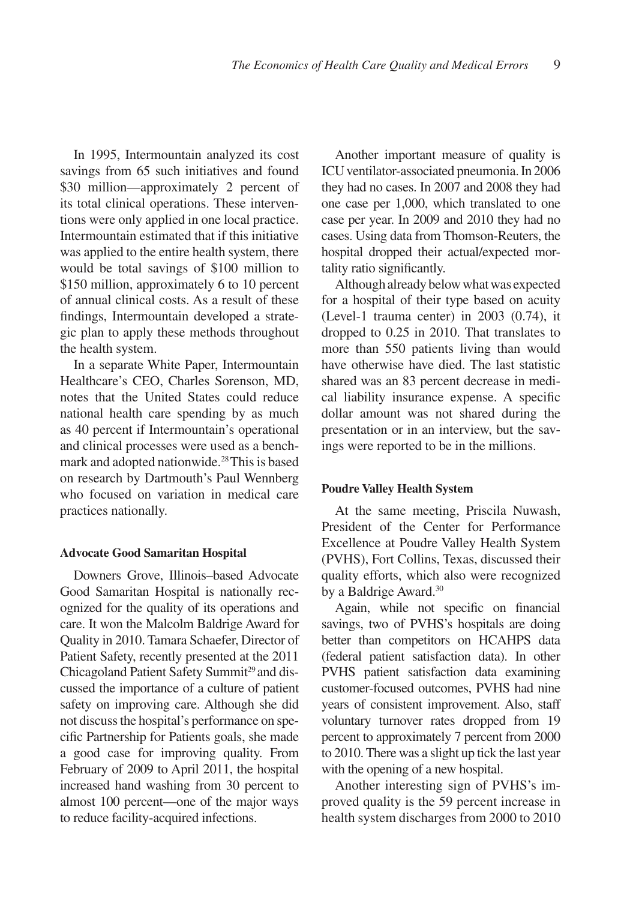In 1995, Intermountain analyzed its cost savings from 65 such initiatives and found \$30 million—approximately 2 percent of its total clinical operations. These interventions were only applied in one local practice. Intermountain estimated that if this initiative was applied to the entire health system, there would be total savings of \$100 million to \$150 million, approximately 6 to 10 percent of annual clinical costs. As a result of these findings, Intermountain developed a strategic plan to apply these methods throughout the health system.

In a separate White Paper, Intermountain Healthcare's CEO, Charles Sorenson, MD, notes that the United States could reduce national health care spending by as much as 40 percent if Intermountain's operational and clinical processes were used as a benchmark and adopted nationwide.[28] This is based on research by Dartmouth's Paul Wennberg who focused on variation in medical care practices nationally.

#### Advocate Good Samaritan Hospital

Downers Grove, Illinois–based Advocate Good Samaritan Hospital is nationally recognized for the quality of its operations and care. It won the Malcolm Baldrige Award for Quality in 2010. Tamara Schaefer, Director of Patient Safety, recently presented at the 2011 Chicagoland Patient Safety Summit[29] and discussed the importance of a culture of patient safety on improving care. Although she did not discuss the hospital's performance on specific Partnership for Patients goals, she made a good case for improving quality. From February of 2009 to April 2011, the hospital increased hand washing from 30 percent to almost 100 percent—one of the major ways to reduce facility-acquired infections.

Another important measure of quality is ICU ventilator-associated pneumonia. In 2006 they had no cases. In 2007 and 2008 they had one case per 1,000, which translated to one case per year. In 2009 and 2010 they had no cases. Using data from Thomson-Reuters, the hospital dropped their actual/expected mortality ratio significantly.

Although already below what was expected for a hospital of their type based on acuity (Level-1 trauma center) in 2003 (0.74), it dropped to 0.25 in 2010. That translates to more than 550 patients living than would have otherwise have died. The last statistic shared was an 83 percent decrease in medical liability insurance expense. A specific dollar amount was not shared during the presentation or in an interview, but the savings were reported to be in the millions.

#### Poudre Valley Health System

At the same meeting, Priscila Nuwash, President of the Center for Performance Excellence at Poudre Valley Health System (PVHS), Fort Collins, Texas, discussed their quality efforts, which also were recognized by a Baldrige Award.[30]

Again, while not specific on financial savings, two of PVHS's hospitals are doing better than competitors on HCAHPS data (federal patient satisfaction data). In other PVHS patient satisfaction data examining customer-focused outcomes, PVHS had nine years of consistent improvement. Also, staff voluntary turnover rates dropped from 19 percent to approximately 7 percent from 2000 to 2010. There was a slight up tick the last year with the opening of a new hospital.

Another interesting sign of PVHS's improved quality is the 59 percent increase in health system discharges from 2000 to 2010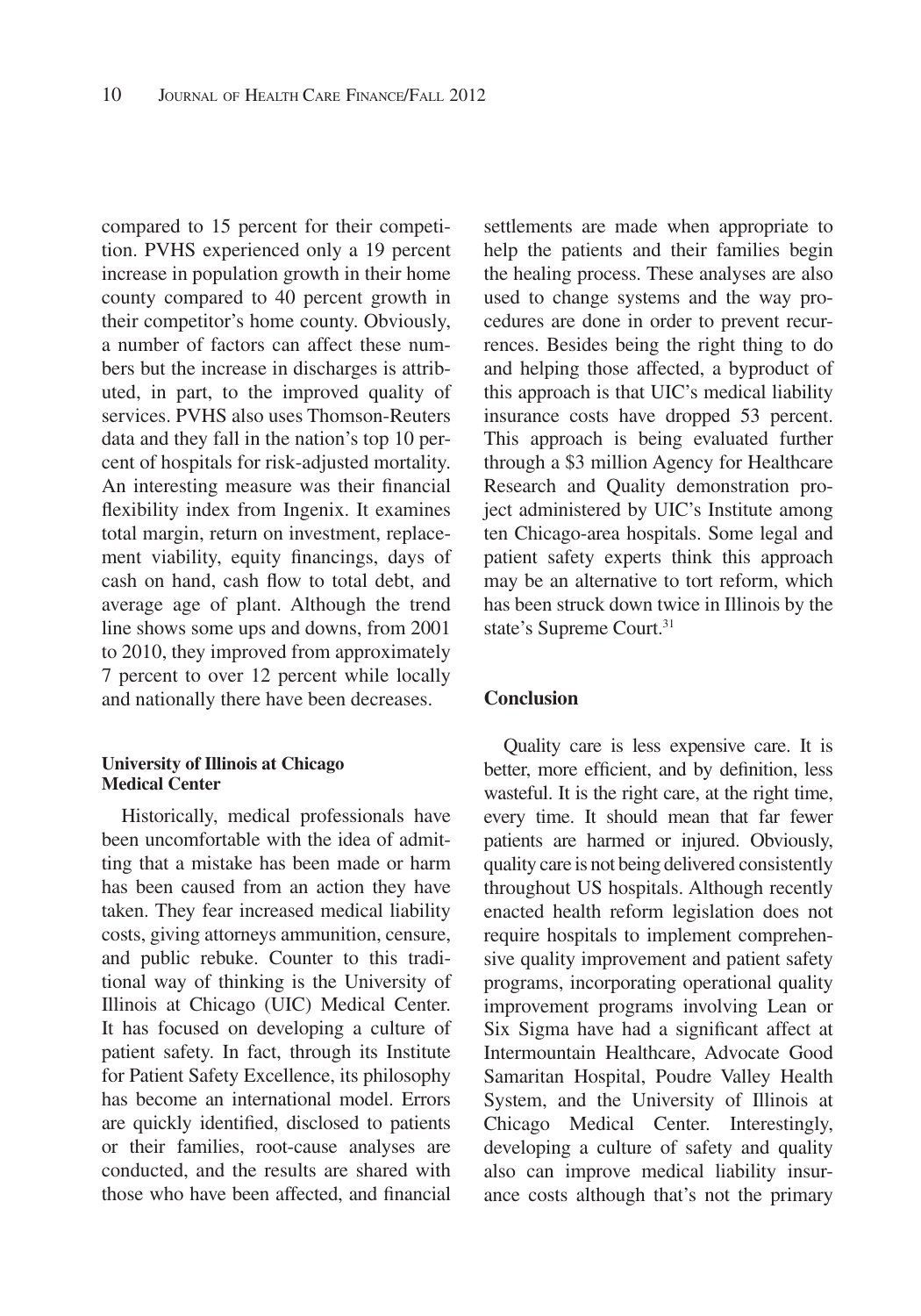compared to 15 percent for their competition. PVHS experienced only a 19 percent increase in population growth in their home county compared to 40 percent growth in their competitor's home county. Obviously, a number of factors can affect these numbers but the increase in discharges is attributed, in part, to the improved quality of services. PVHS also uses Thomson-Reuters data and they fall in the nation's top 10 percent of hospitals for risk-adjusted mortality. An interesting measure was their financial flexibility index from Ingenix. It examines total margin, return on investment, replacement viability, equity financings, days of cash on hand, cash flow to total debt, and average age of plant. Although the trend line shows some ups and downs, from 2001 to 2010, they improved from approximately 7 percent to over 12 percent while locally and nationally there have been decreases.

#### University of Illinois at Chicago Medical Center

Historically, medical professionals have been uncomfortable with the idea of admitting that a mistake has been made or harm has been caused from an action they have taken. They fear increased medical liability costs, giving attorneys ammunition, censure, and public rebuke. Counter to this traditional way of thinking is the University of Illinois at Chicago (UIC) Medical Center. It has focused on developing a culture of patient safety. In fact, through its Institute for Patient Safety Excellence, its philosophy has become an international model. Errors are quickly identified, disclosed to patients or their families, root-cause analyses are conducted, and the results are shared with those who have been affected, and financial settlements are made when appropriate to help the patients and their families begin the healing process. These analyses are also used to change systems and the way procedures are done in order to prevent recurrences. Besides being the right thing to do and helping those affected, a byproduct of this approach is that UIC's medical liability insurance costs have dropped 53 percent. This approach is being evaluated further through a $3 million Agency for Healthcare Research and Quality demonstration project administered by UIC's Institute among ten Chicago-area hospitals. Some legal and patient safety experts think this approach may be an alternative to tort reform, which has been struck down twice in Illinois by the state's Supreme Court.[31]

### Conclusion

Quality care is less expensive care. It is better, more efficient, and by definition, less wasteful. It is the right care, at the right time, every time. It should mean that far fewer patients are harmed or injured. Obviously, quality care is not being delivered consistently throughout US hospitals. Although recently enacted health reform legislation does not require hospitals to implement comprehensive quality improvement and patient safety programs, incorporating operational quality improvement programs involving Lean or Six Sigma have had a significant affect at Intermountain Healthcare, Advocate Good Samaritan Hospital, Poudre Valley Health System, and the University of Illinois at Chicago Medical Center. Interestingly, developing a culture of safety and quality also can improve medical liability insurance costs although that's not the primary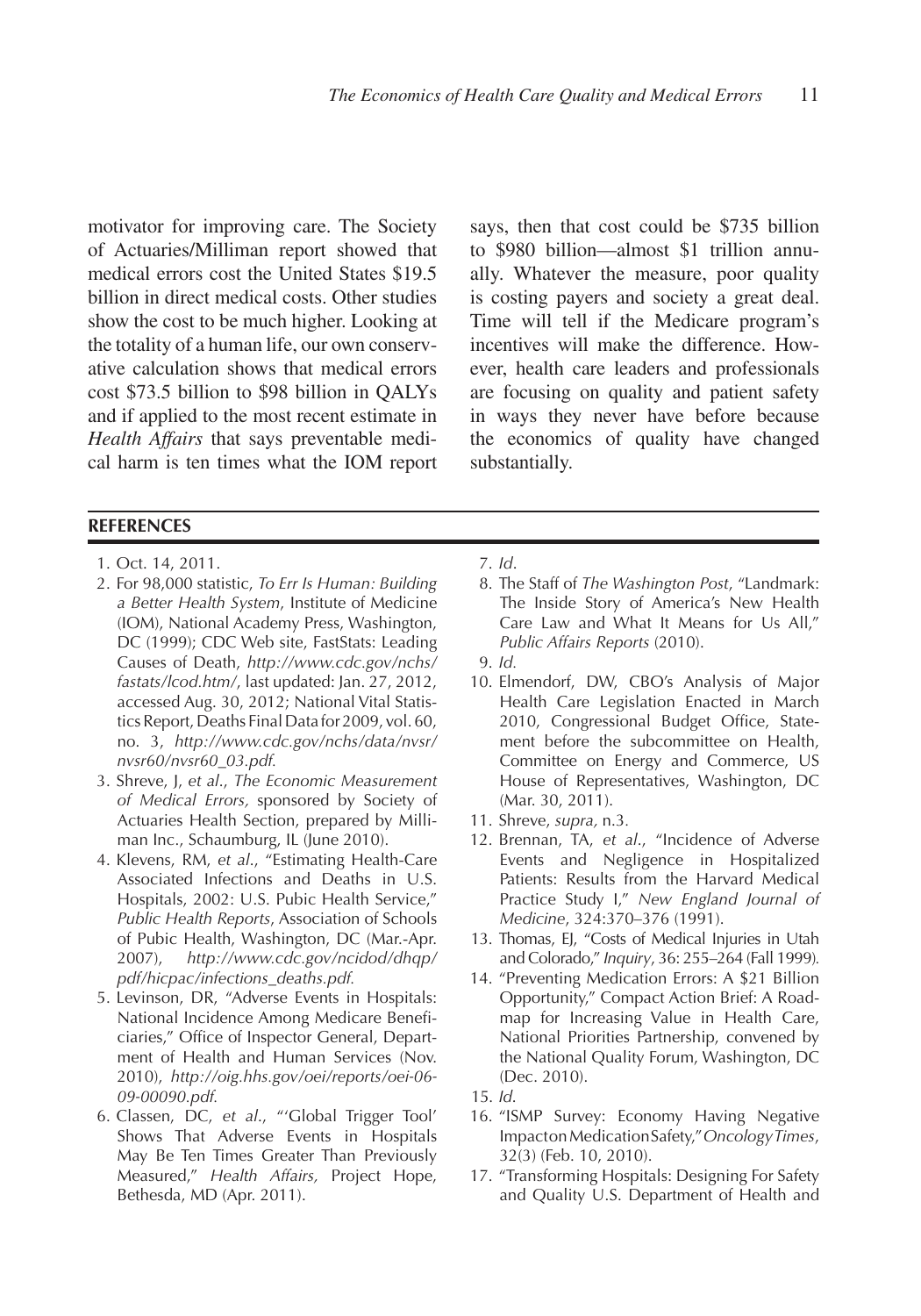motivator for improving care. The Society of Actuaries/Milliman report showed that medical errors cost the United States $19.5 billion in direct medical costs. Other studies show the cost to be much higher. Looking at the totality of a human life, our own conservative calculation shows that medical errors cost $73.5 billion to $98 billion in QALYs and if applied to the most recent estimate in *Health Affairs* that says preventable medical harm is ten times what the IOM report says, then that cost could be $735 billion to $980 billion—almost $1 trillion annually. Whatever the measure, poor quality is costing payers and society a great deal. Time will tell if the Medicare program's incentives will make the difference. However, health care leaders and professionals are focusing on quality and patient safety in ways they never have before because the economics of quality have changed substantially.

## REFERENCES

1. Oct. 14, 2011.
2. For 98,000 statistic, *To Err Is Human: Building a Better Health System*, Institute of Medicine (IOM), National Academy Press, Washington, DC (1999); CDC Web site, FastStats: Leading Causes of Death, *http://www.cdc.gov/nchs/fastats/lcod.htm/*, last updated: Jan. 27, 2012, accessed Aug. 30, 2012; National Vital Statistics Report, Deaths Final Data for 2009, vol. 60, no. 3, *http://www.cdc.gov/nchs/data/nvsr/nvsr60/nvsr60_03.pdf.*
3. Shreve, J, *et al.*, *The Economic Measurement of Medical Errors,* sponsored by Society of Actuaries Health Section, prepared by Milliman Inc., Schaumburg, IL (June 2010).
4. Klevens, RM, *et al.*, "Estimating Health-Care Associated Infections and Deaths in U.S. Hospitals, 2002: U.S. Pubic Health Service," *Public Health Reports*, Association of Schools of Pubic Health, Washington, DC (Mar.-Apr. 2007), *http://www.cdc.gov/ncidod/dhqp/pdf/hicpac/infections_deaths.pdf.*
5. Levinson, DR, "Adverse Events in Hospitals: National Incidence Among Medicare Beneficiaries," Office of Inspector General, Department of Health and Human Services (Nov. 2010), *http://oig.hhs.gov/oei/reports/oei-06-09-00090.pdf.*
6. Classen, DC, *et al.*, "'Global Trigger Tool' Shows That Adverse Events in Hospitals May Be Ten Times Greater Than Previously Measured," *Health Affairs,* Project Hope, Bethesda, MD (Apr. 2011).
7. *Id*.
8. The Staff of *The Washington Post*, "Landmark: The Inside Story of America's New Health Care Law and What It Means for Us All," *Public Affairs Reports* (2010).
9. *Id.*
10. Elmendorf, DW, CBO's Analysis of Major Health Care Legislation Enacted in March 2010, Congressional Budget Office, Statement before the subcommittee on Health, Committee on Energy and Commerce, US House of Representatives, Washington, DC (Mar. 30, 2011).
11. Shreve, *supra,* n.3.
12. Brennan, TA, *et al.*, "Incidence of Adverse Events and Negligence in Hospitalized Patients: Results from the Harvard Medical Practice Study I," *New England Journal of Medicine*, 324:370–376 (1991).
13. Thomas, EJ, "Costs of Medical Injuries in Utah and Colorado," *Inquiry*, 36: 255–264 (Fall 1999).
14. "Preventing Medication Errors: A $21 Billion Opportunity," Compact Action Brief: A Roadmap for Increasing Value in Health Care, National Priorities Partnership, convened by the National Quality Forum, Washington, DC (Dec. 2010).
15. *Id.*
16. "ISMP Survey: Economy Having Negative Impact on Medication Safety," *Oncology Times*, 32(3) (Feb. 10, 2010).
17. "Transforming Hospitals: Designing For Safety and Quality U.S. Department of Health and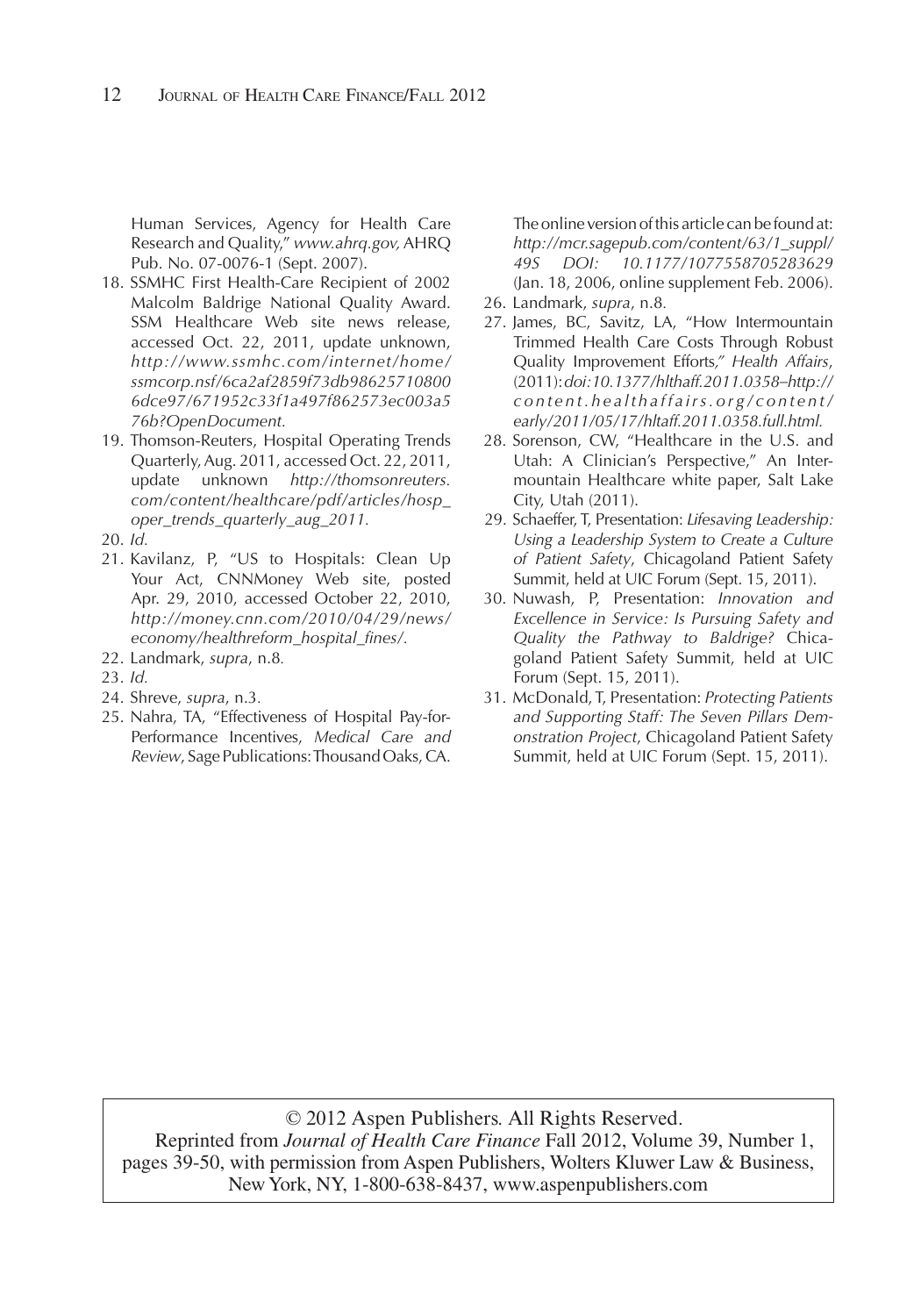Human Services, Agency for Health Care Research and Quality," *www.ahrq.gov,* AHRQ Pub. No. 07-0076-1 (Sept. 2007).

18. SSMHC First Health-Care Recipient of 2002 Malcolm Baldrige National Quality Award. SSM Healthcare Web site news release, accessed Oct. 22, 2011, update unknown, *http://www.ssmhc.com/internet/home/ssmcorp.nsf/6ca2af2859f73db986257108006dce97/671952c33f1a497f862573ec003a576b?OpenDocument.*
19. Thomson-Reuters, Hospital Operating Trends Quarterly, Aug. 2011, accessed Oct. 22, 2011, update unknown *http://thomsonreuters.com/content/healthcare/pdf/articles/hosp_oper_trends_quarterly_aug_2011.*
20. *Id.*
21. Kavilanz, P, "US to Hospitals: Clean Up Your Act, CNNMoney Web site, posted Apr. 29, 2010, accessed October 22, 2010, *http://money.cnn.com/2010/04/29/news/economy/healthreform_hospital_fines/.*
22. Landmark, *supra*, n.8.
23. *Id.*
24. Shreve, *supra*, n.3.
25. Nahra, TA, "Effectiveness of Hospital Pay-for-Performance Incentives, *Medical Care and Review*, Sage Publications: Thousand Oaks, CA. The online version of this article can be found at: *http://mcr.sagepub.com/content/63/1_suppl/49S DOI: 10.1177/1077558705283629* (Jan. 18, 2006, online supplement Feb. 2006).
26. Landmark, *supra*, n.8.
27. James, BC, Savitz, LA, "How Intermountain Trimmed Health Care Costs Through Robust Quality Improvement Efforts," *Health Affairs*, (2011): *doi:10.1377/hlthaff.2011.0358–http://content.healthaffairs.org/content/early/2011/05/17/hltaff.2011.0358.full.html.*
28. Sorenson, CW, "Healthcare in the U.S. and Utah: A Clinician's Perspective," An Intermountain Healthcare white paper, Salt Lake City, Utah (2011).
29. Schaeffer, T, Presentation: *Lifesaving Leadership: Using a Leadership System to Create a Culture of Patient Safety*, Chicagoland Patient Safety Summit, held at UIC Forum (Sept. 15, 2011).
30. Nuwash, P, Presentation: *Innovation and Excellence in Service: Is Pursuing Safety and Quality the Pathway to Baldrige?* Chicagoland Patient Safety Summit, held at UIC Forum (Sept. 15, 2011).
31. McDonald, T, Presentation: *Protecting Patients and Supporting Staff: The Seven Pillars Demonstration Project*, Chicagoland Patient Safety Summit, held at UIC Forum (Sept. 15, 2011).

© 2012 Aspen Publishers. All Rights Reserved.
Reprinted from *Journal of Health Care Finance* Fall 2012, Volume 39, Number 1, pages 39-50, with permission from Aspen Publishers, Wolters Kluwer Law & Business, New York, NY, 1-800-638-8437, www.aspenpublishers.com